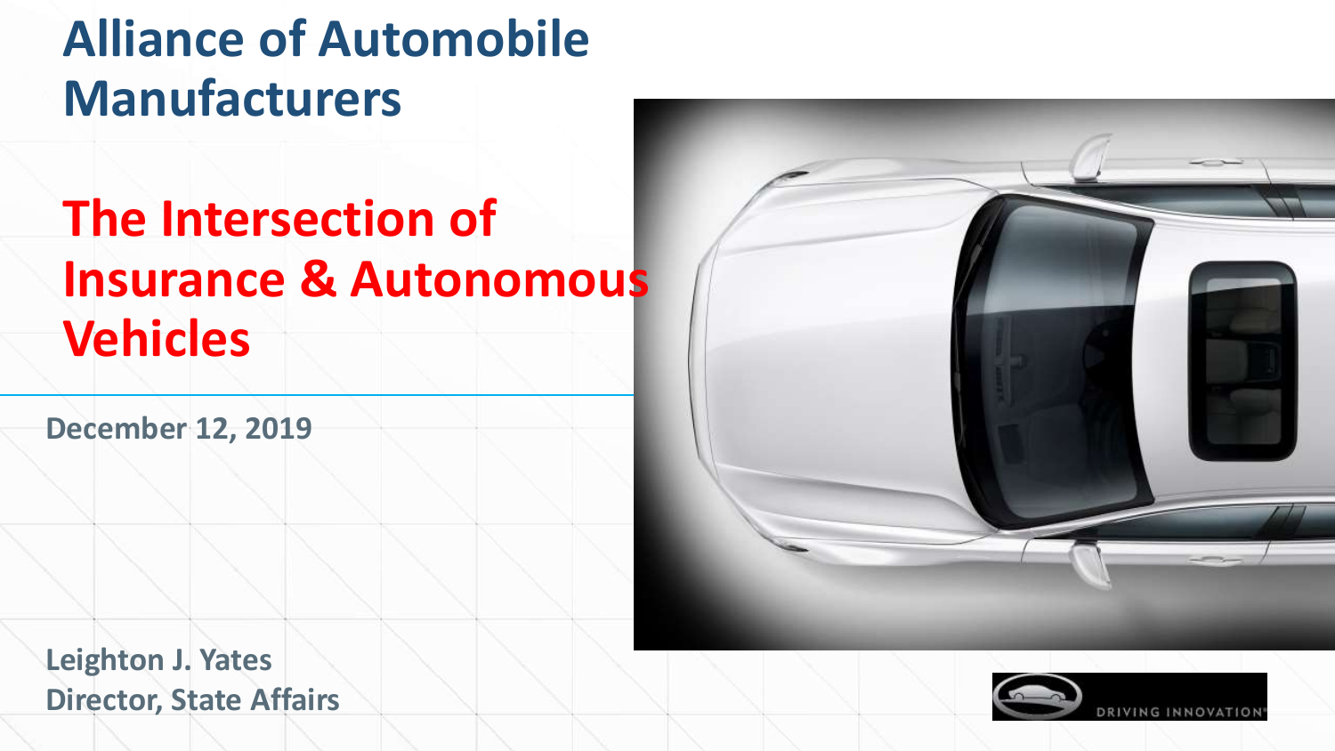# Alliance of Automobile Manufacturers

## The Intersection of Insurance & Autonomous Vehicles

**December 12, 2019**

**Leighton J. Yates**
**Director, State Affairs**

DRIVING INNOVATION®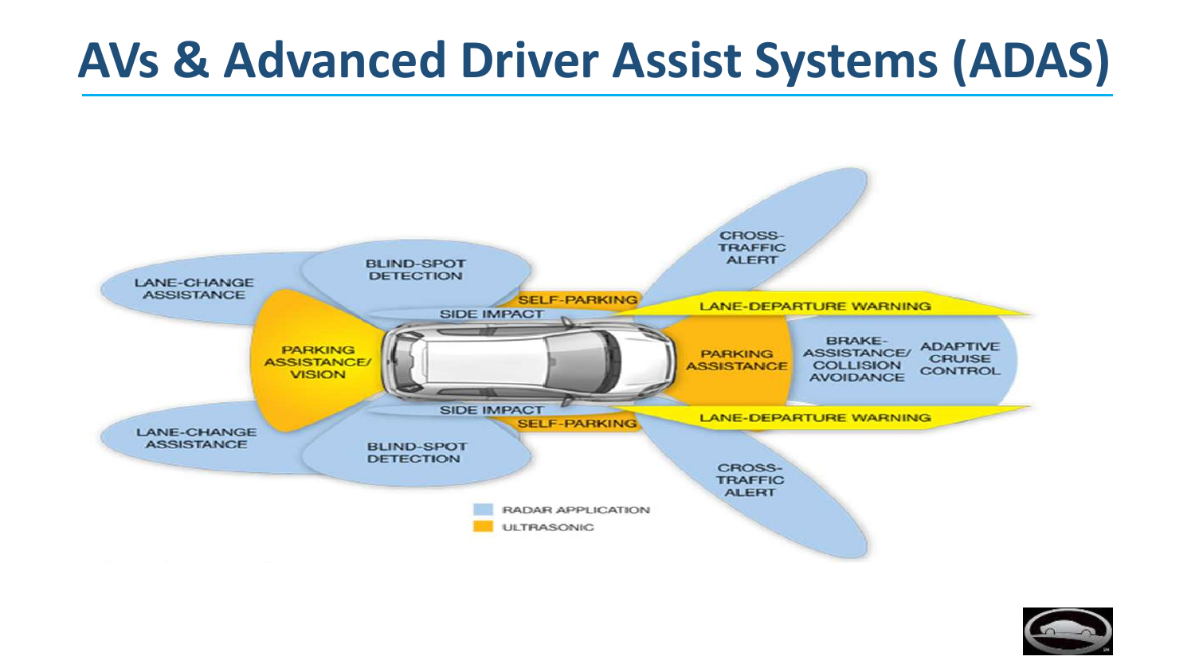# AVs & Advanced Driver Assist Systems (ADAS)

LANE-CHANGE ASSISTANCE

BLIND-SPOT DETECTION

CROSS-TRAFFIC ALERT

SELF-PARKING

LANE-DEPARTURE WARNING

SIDE IMPACT

PARKING ASSISTANCE/ VISION

PARKING ASSISTANCE

BRAKE-ASSISTANCE/ COLLISION AVOIDANCE

ADAPTIVE CRUISE CONTROL

SIDE IMPACT

SELF-PARKING

LANE-DEPARTURE WARNING

LANE-CHANGE ASSISTANCE

BLIND-SPOT DETECTION

CROSS-TRAFFIC ALERT

RADAR APPLICATION

ULTRASONIC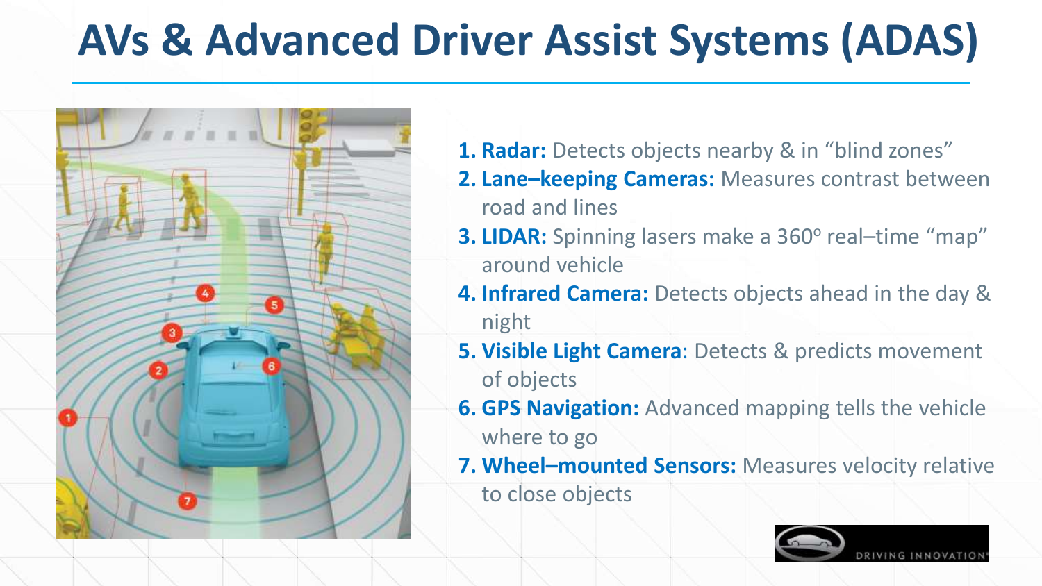# AVs & Advanced Driver Assist Systems (ADAS)

1. **Radar:** Detects objects nearby & in "blind zones"
2. **Lane–keeping Cameras:** Measures contrast between road and lines
3. **LIDAR:** Spinning lasers make a 360° real–time "map" around vehicle
4. **Infrared Camera:** Detects objects ahead in the day & night
5. **Visible Light Camera**: Detects & predicts movement of objects
6. **GPS Navigation:** Advanced mapping tells the vehicle where to go
7. **Wheel–mounted Sensors:** Measures velocity relative to close objects

DRIVING INNOVATION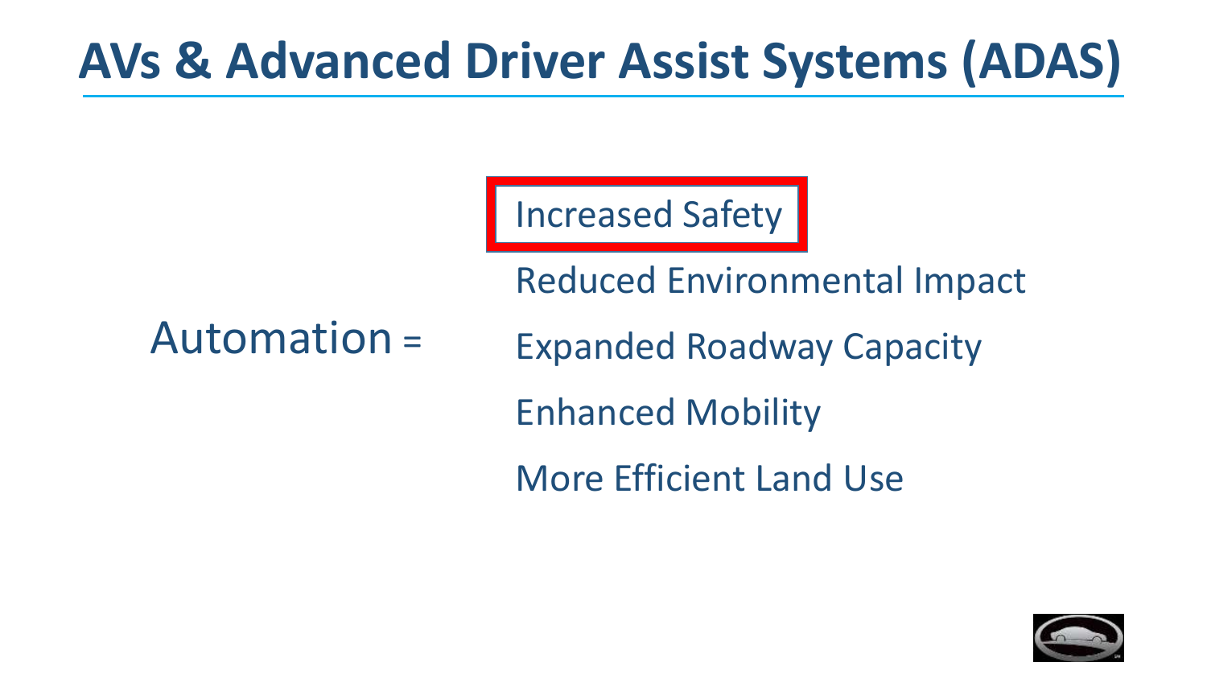# AVs & Advanced Driver Assist Systems (ADAS)

Automation =

- Increased Safety
- Reduced Environmental Impact
- Expanded Roadway Capacity
- Enhanced Mobility
- More Efficient Land Use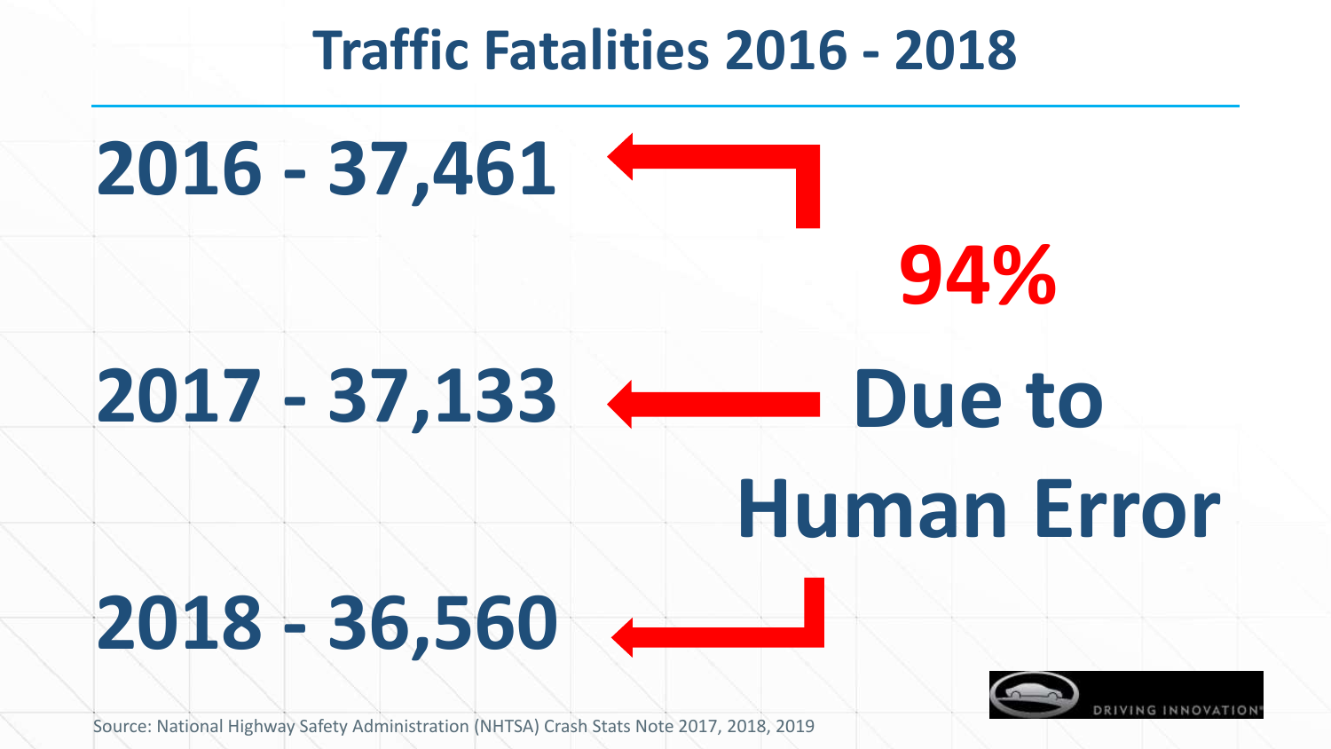# Traffic Fatalities 2016 - 2018

**2016 - 37,461**

**2017 - 37,133**

**2018 - 36,560**

**94% Due to Human Error**

DRIVING INNOVATION

Source: National Highway Safety Administration (NHTSA) Crash Stats Note 2017, 2018, 2019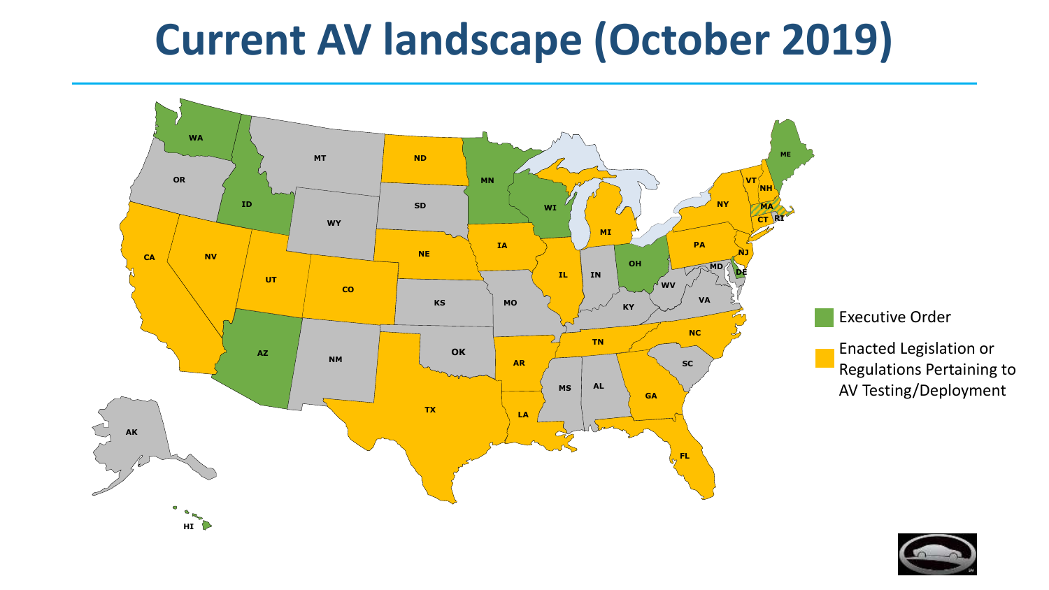# Current AV landscape (October 2019)

WA, OR, MT, ND, MN, ID, SD, WI, MI, WY, NE, IA, CA, NV, UT, CO, IL, IN, OH, KS, MO, KY, WV, VA, AZ, NM, OK, AR, TN, NC, SC, MS, AL, GA, TX, LA, FL, AK, HI, ME, VT, NH, NY, MA, CT, RI, PA, NJ, MD, DE

- Executive Order
- Enacted Legislation or Regulations Pertaining to AV Testing/Deployment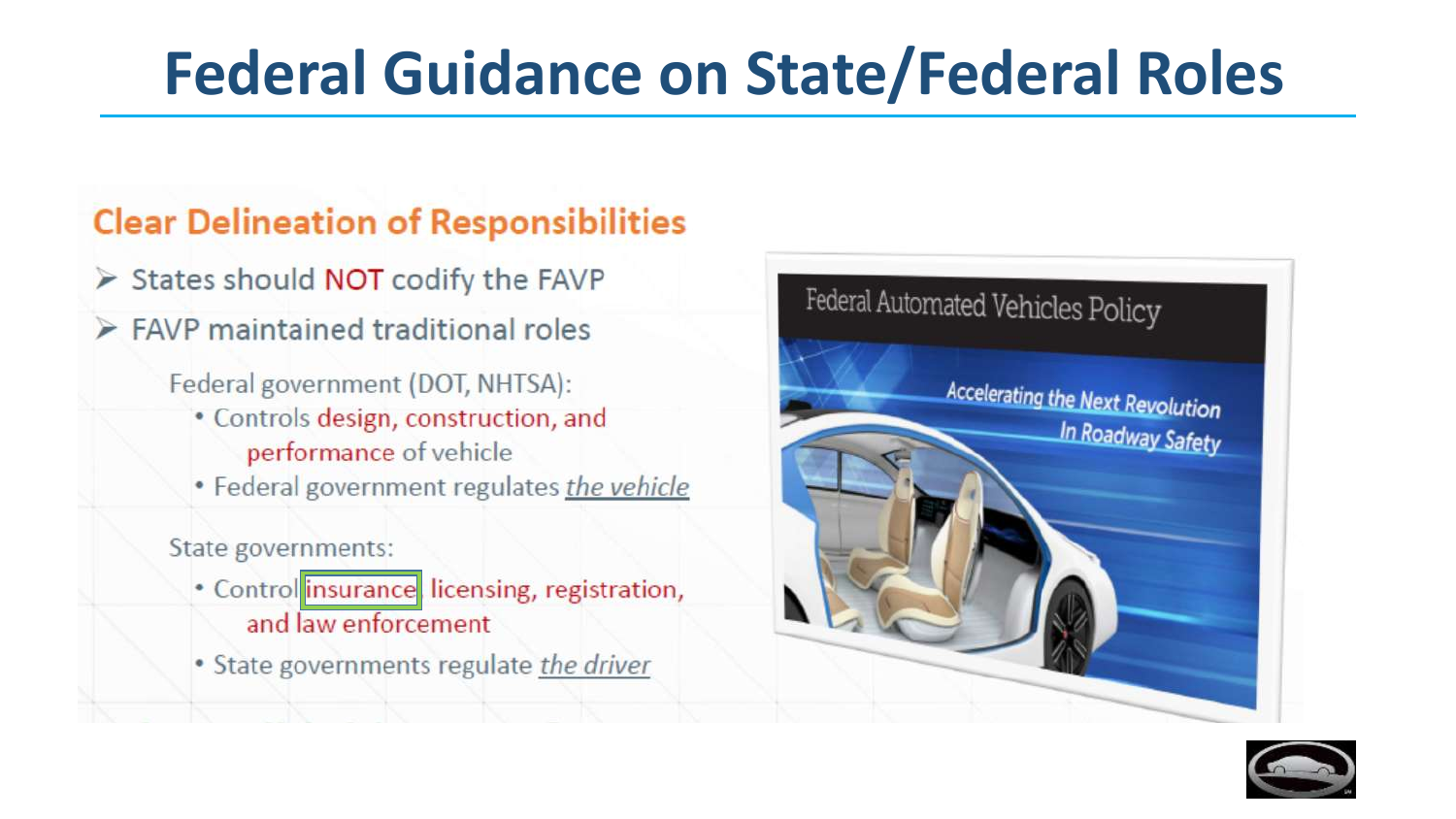# Federal Guidance on State/Federal Roles

## Clear Delineation of Responsibilities

- States should NOT codify the FAVP
- FAVP maintained traditional roles

Federal government (DOT, NHTSA):

- Controls design, construction, and performance of vehicle
- Federal government regulates *the vehicle*

State governments:

- Control insurance, licensing, registration, and law enforcement
- State governments regulate *the driver*

Federal Automated Vehicles Policy

*Accelerating the Next Revolution In Roadway Safety*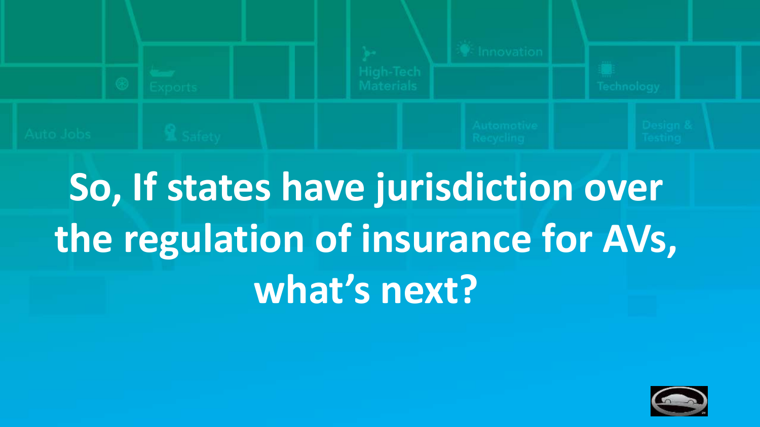# So, If states have jurisdiction over the regulation of insurance for AVs, what's next?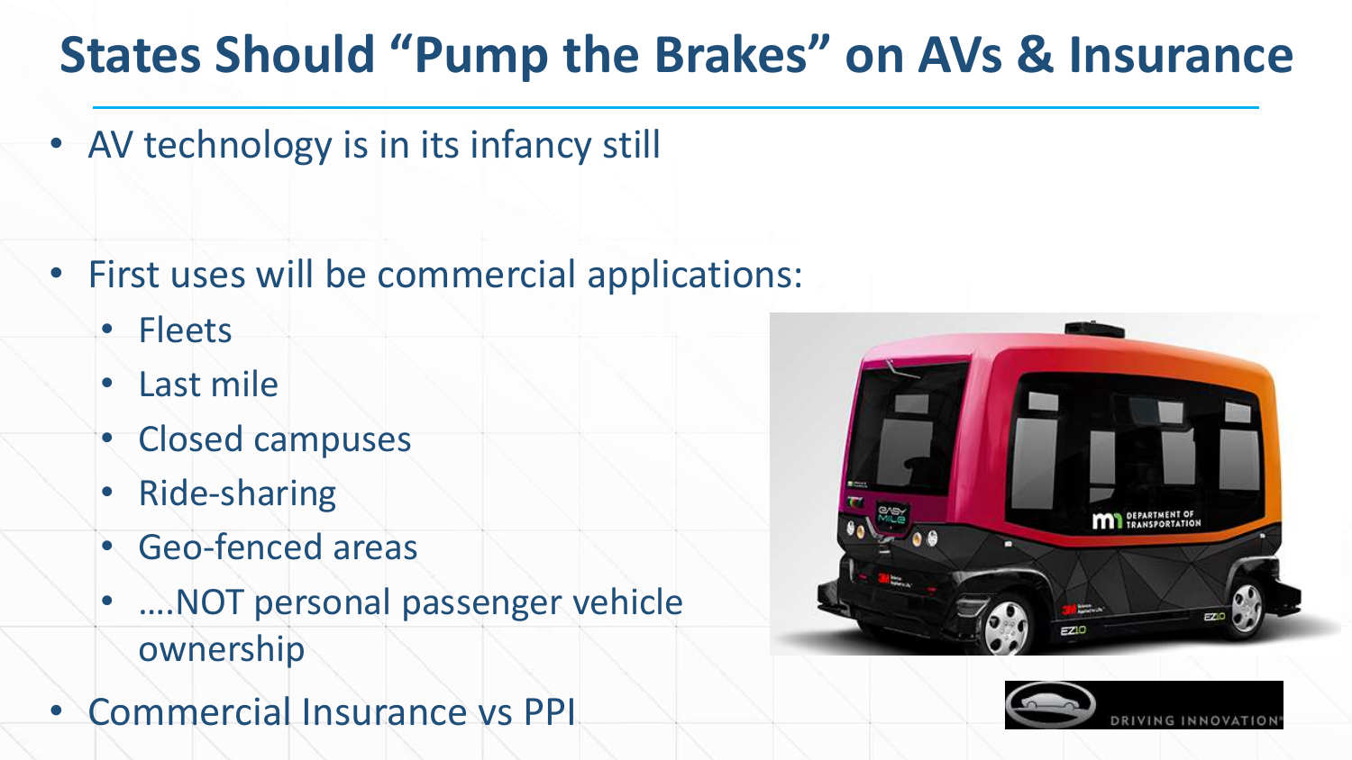# States Should "Pump the Brakes" on AVs & Insurance

- AV technology is in its infancy still
- First uses will be commercial applications:
  - Fleets
  - Last mile
  - Closed campuses
  - Ride-sharing
  - Geo-fenced areas
  - ….NOT personal passenger vehicle ownership
- Commercial Insurance vs PPI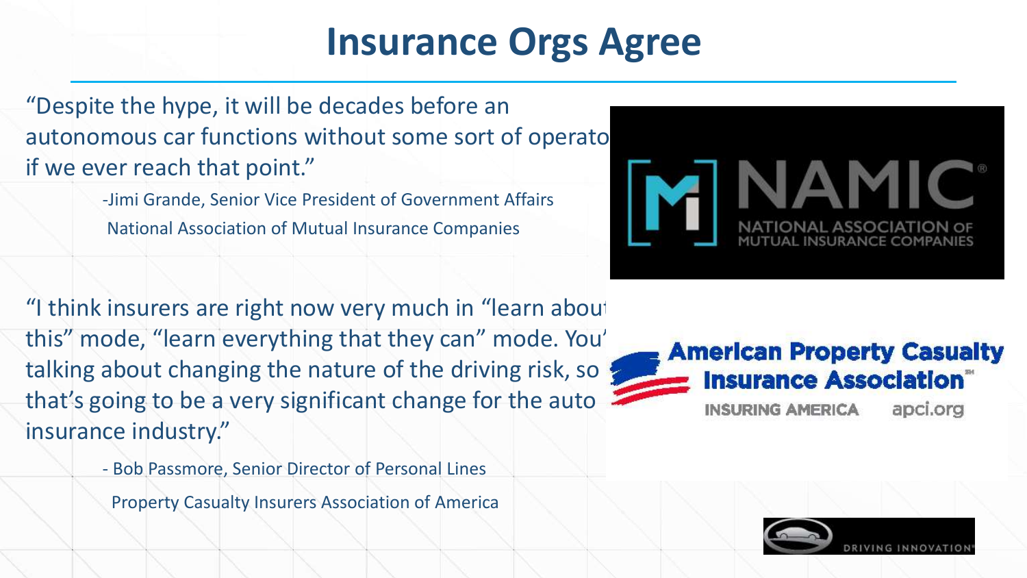# Insurance Orgs Agree

"Despite the hype, it will be decades before an autonomous car functions without some sort of operato if we ever reach that point."

-Jimi Grande, Senior Vice President of Government Affairs
National Association of Mutual Insurance Companies

"I think insurers are right now very much in "learn about this" mode, "learn everything that they can" mode. You' talking about changing the nature of the driving risk, so that's going to be a very significant change for the auto insurance industry."

- Bob Passmore, Senior Director of Personal Lines
Property Casualty Insurers Association of America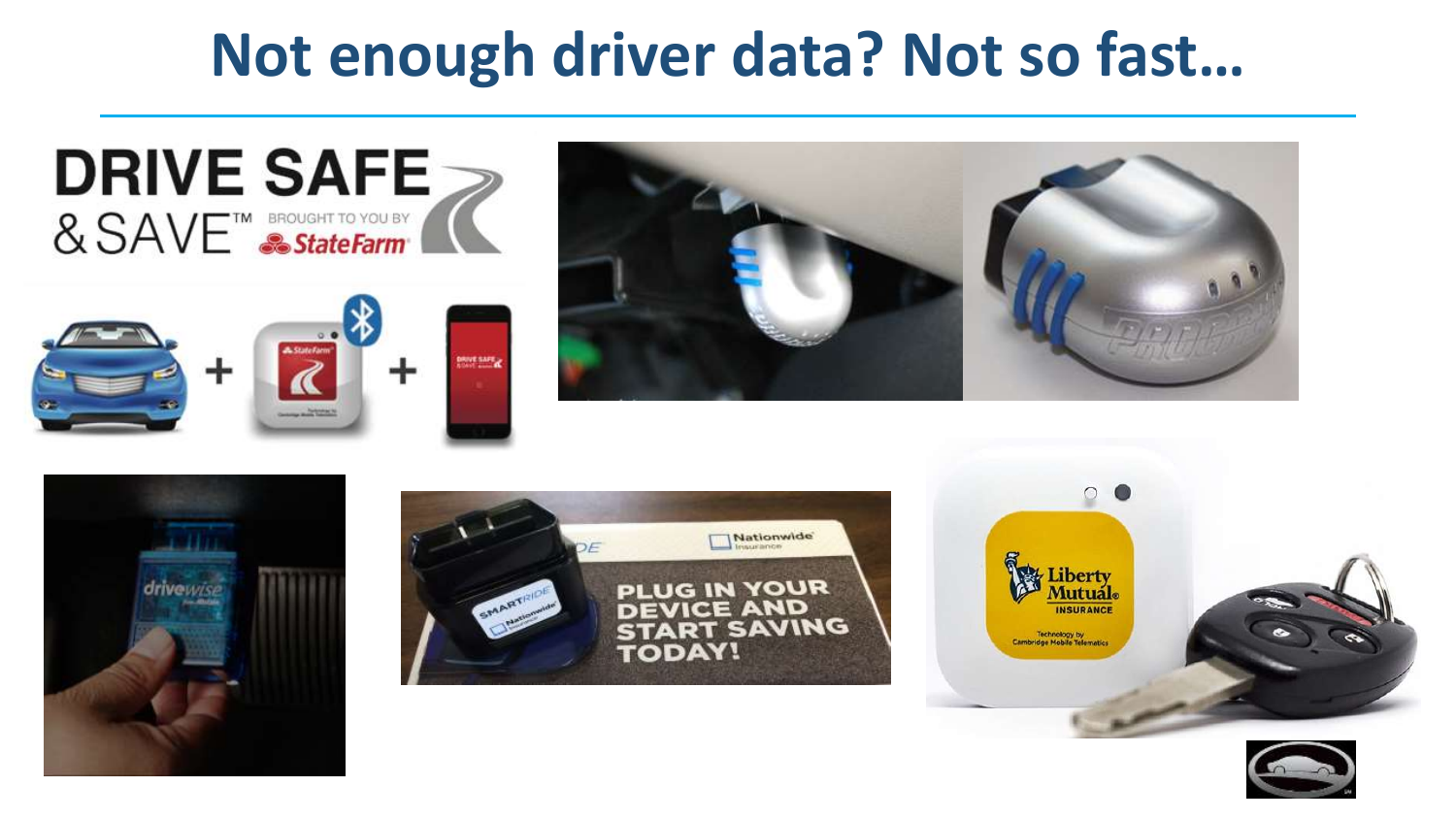# Not enough driver data? Not so fast…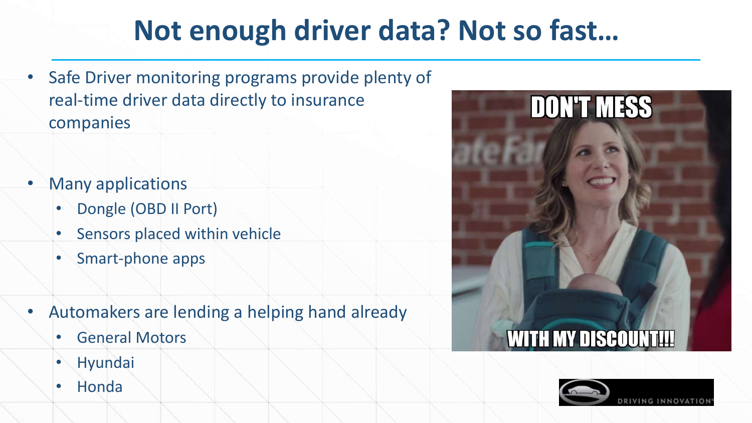# Not enough driver data? Not so fast…

- Safe Driver monitoring programs provide plenty of real-time driver data directly to insurance companies
- Many applications
  - Dongle (OBD II Port)
  - Sensors placed within vehicle
  - Smart-phone apps
- Automakers are lending a helping hand already
  - General Motors
  - Hyundai
  - Honda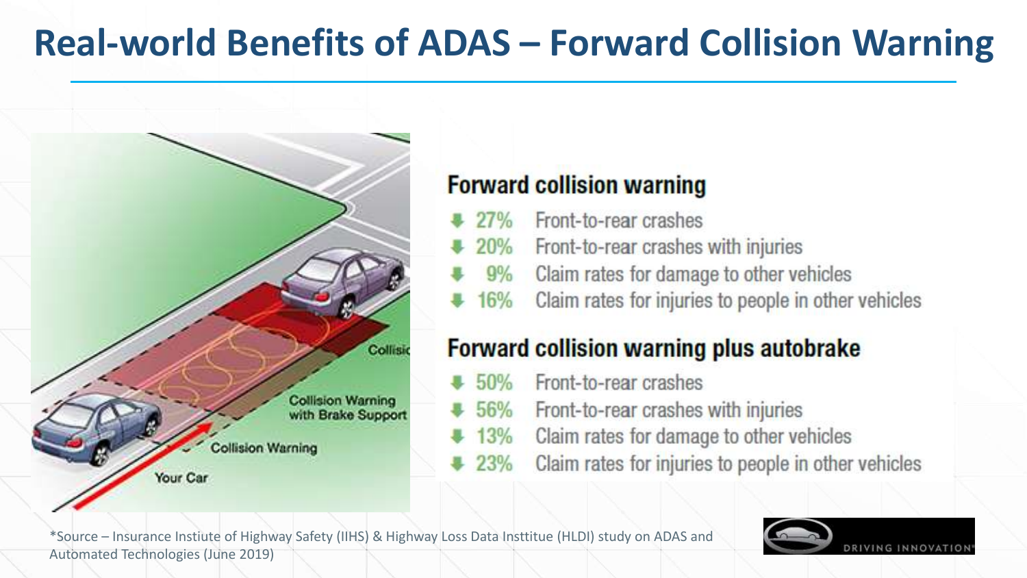# Real-world Benefits of ADAS – Forward Collision Warning

## Forward collision warning

- ⬇ 27% Front-to-rear crashes
- ⬇ 20% Front-to-rear crashes with injuries
- ⬇ 9% Claim rates for damage to other vehicles
- ⬇ 16% Claim rates for injuries to people in other vehicles

## Forward collision warning plus autobrake

- ⬇ 50% Front-to-rear crashes
- ⬇ 56% Front-to-rear crashes with injuries
- ⬇ 13% Claim rates for damage to other vehicles
- ⬇ 23% Claim rates for injuries to people in other vehicles

*Source – Insurance Instiute of Highway Safety (IIHS) & Highway Loss Data Insttitue (HLDI) study on ADAS and Automated Technologies (June 2019)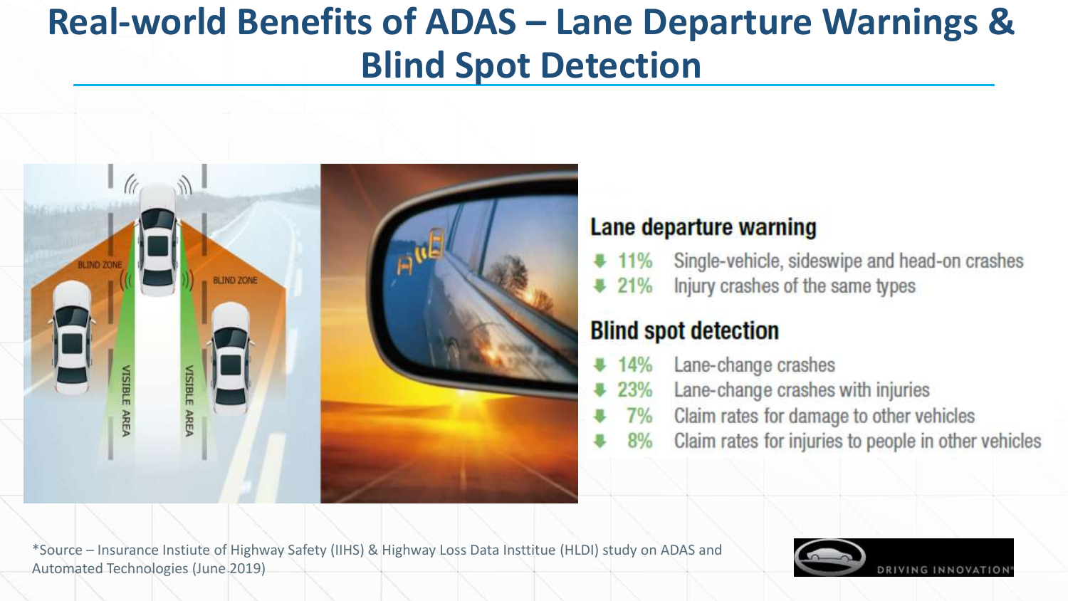# Real-world Benefits of ADAS – Lane Departure Warnings & Blind Spot Detection

### Lane departure warning

- ↓ 11% Single-vehicle, sideswipe and head-on crashes
- ↓ 21% Injury crashes of the same types

### Blind spot detection

- ↓ 14% Lane-change crashes
- ↓ 23% Lane-change crashes with injuries
- ↓ 7% Claim rates for damage to other vehicles
- ↓ 8% Claim rates for injuries to people in other vehicles

*Source – Insurance Institute of Highway Safety (IIHS) & Highway Loss Data Insttitue (HLDI) study on ADAS and Automated Technologies (June 2019)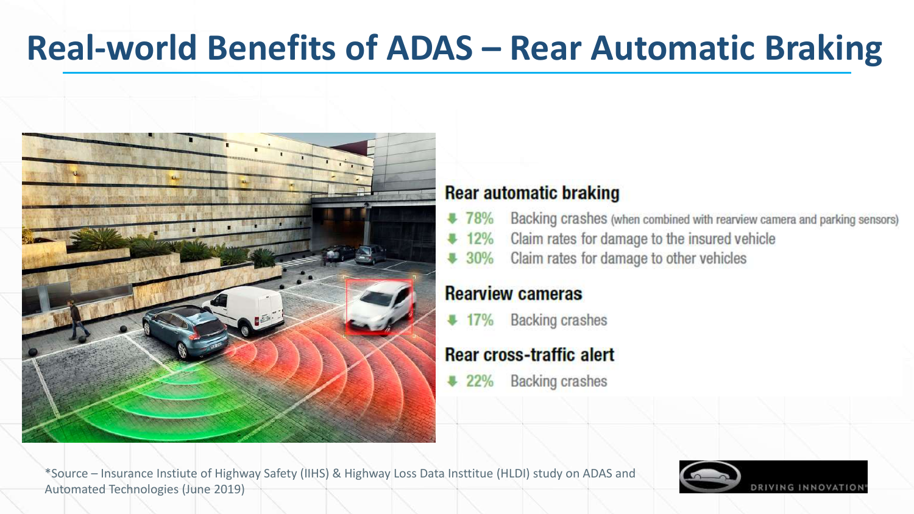# Real-world Benefits of ADAS – Rear Automatic Braking

### Rear automatic braking

- ↓ 78% Backing crashes (when combined with rearview camera and parking sensors)
- ↓ 12% Claim rates for damage to the insured vehicle
- ↓ 30% Claim rates for damage to other vehicles

### Rearview cameras

- ↓ 17% Backing crashes

### Rear cross-traffic alert

- ↓ 22% Backing crashes

*Source – Insurance Instiute of Highway Safety (IIHS) & Highway Loss Data Insttitue (HLDI) study on ADAS and Automated Technologies (June 2019)

DRIVING INNOVATION®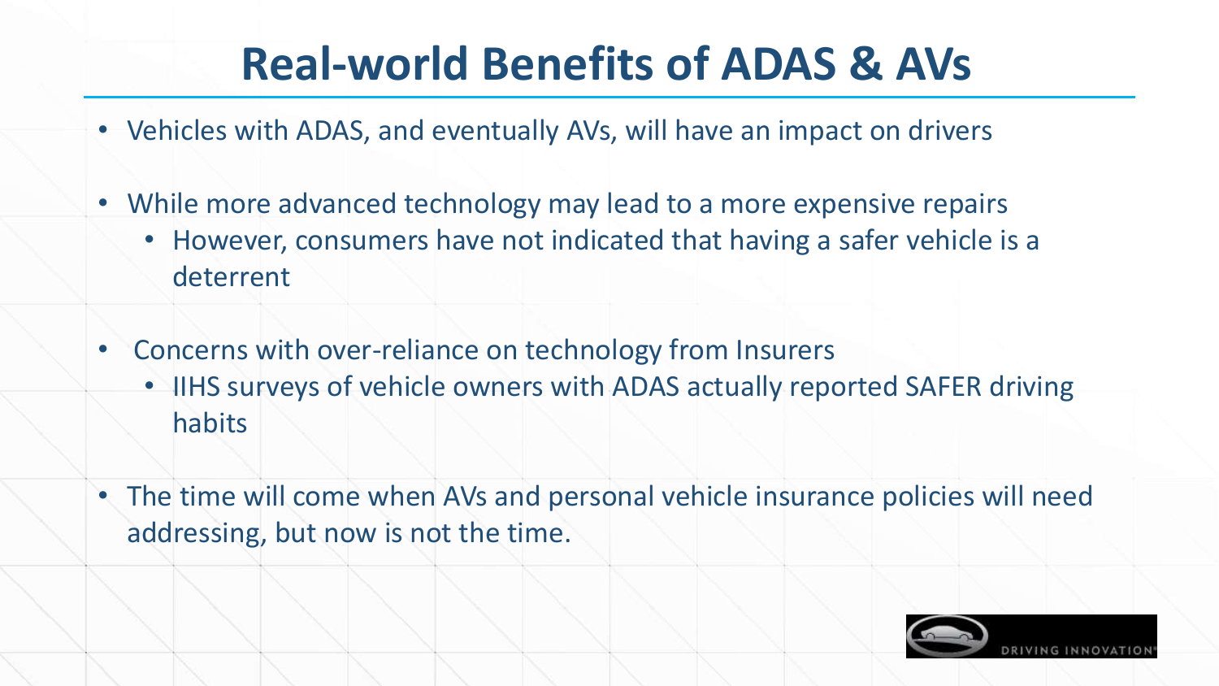# Real-world Benefits of ADAS & AVs

- Vehicles with ADAS, and eventually AVs, will have an impact on drivers
- While more advanced technology may lead to a more expensive repairs
  - However, consumers have not indicated that having a safer vehicle is a deterrent
- Concerns with over-reliance on technology from Insurers
  - IIHS surveys of vehicle owners with ADAS actually reported SAFER driving habits
- The time will come when AVs and personal vehicle insurance policies will need addressing, but now is not the time.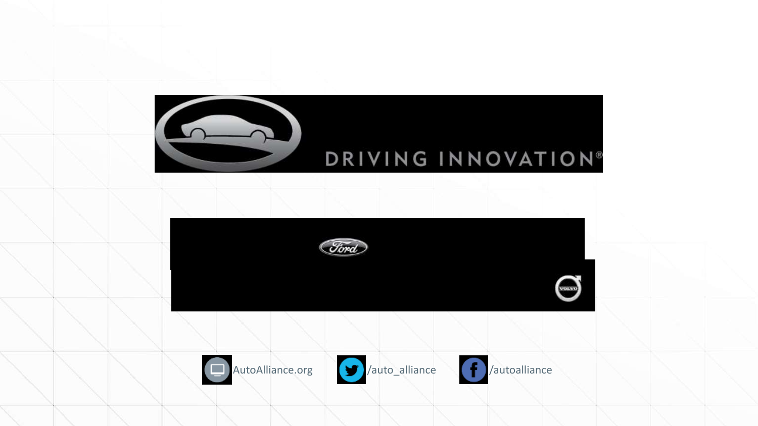DRIVING INNOVATION®

AutoAlliance.org

/auto_alliance

/autoalliance